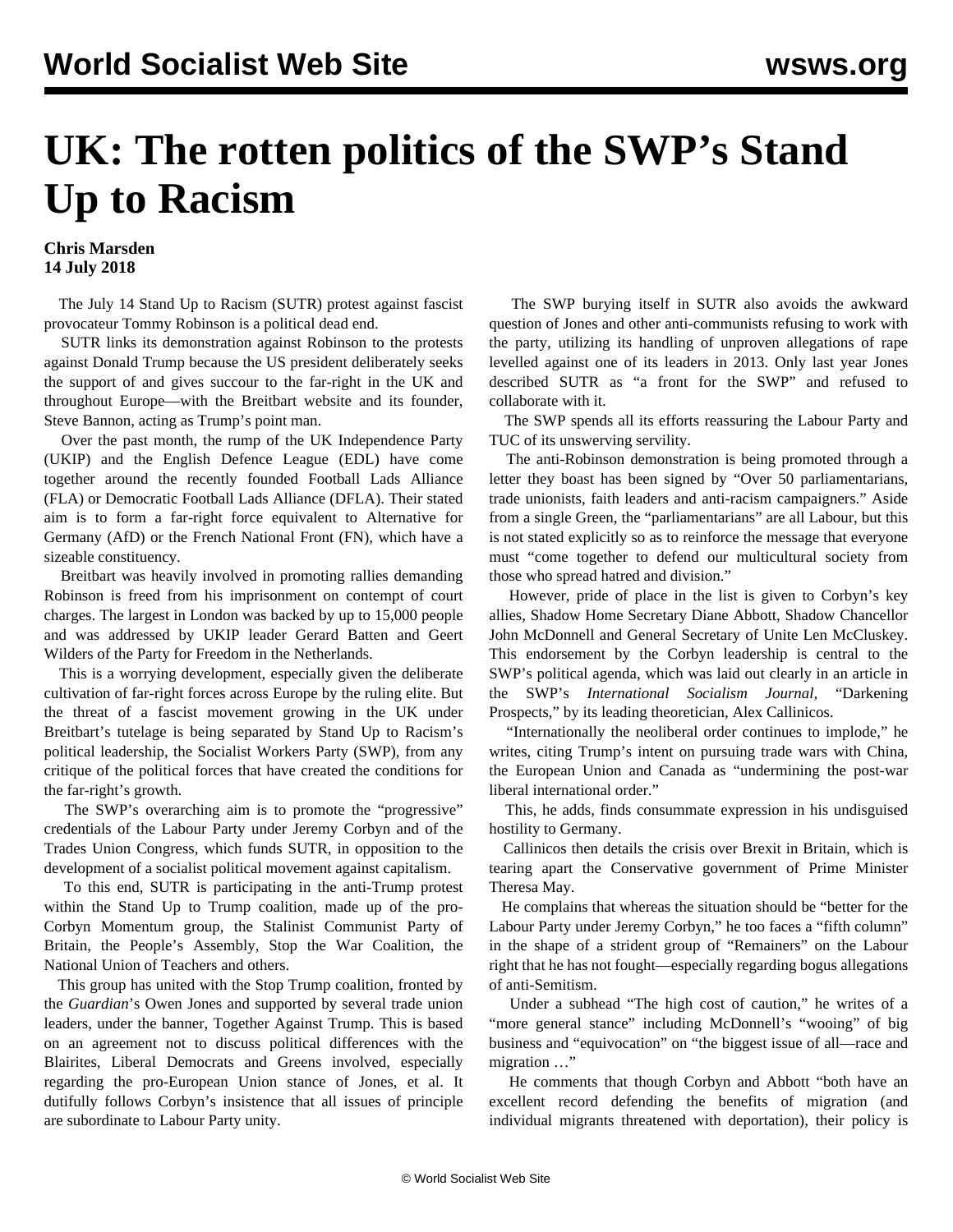# UK: The rotten politics of the SWP's Stand Up to Racism

**Chris Marsden**
**14 July 2018**

The July 14 Stand Up to Racism (SUTR) protest against fascist provocateur Tommy Robinson is a political dead end.

SUTR links its demonstration against Robinson to the protests against Donald Trump because the US president deliberately seeks the support of and gives succour to the far-right in the UK and throughout Europe—with the Breitbart website and its founder, Steve Bannon, acting as Trump's point man.

Over the past month, the rump of the UK Independence Party (UKIP) and the English Defence League (EDL) have come together around the recently founded Football Lads Alliance (FLA) or Democratic Football Lads Alliance (DFLA). Their stated aim is to form a far-right force equivalent to Alternative for Germany (AfD) or the French National Front (FN), which have a sizeable constituency.

Breitbart was heavily involved in promoting rallies demanding Robinson is freed from his imprisonment on contempt of court charges. The largest in London was backed by up to 15,000 people and was addressed by UKIP leader Gerard Batten and Geert Wilders of the Party for Freedom in the Netherlands.

This is a worrying development, especially given the deliberate cultivation of far-right forces across Europe by the ruling elite. But the threat of a fascist movement growing in the UK under Breitbart's tutelage is being separated by Stand Up to Racism's political leadership, the Socialist Workers Party (SWP), from any critique of the political forces that have created the conditions for the far-right's growth.

The SWP's overarching aim is to promote the "progressive" credentials of the Labour Party under Jeremy Corbyn and of the Trades Union Congress, which funds SUTR, in opposition to the development of a socialist political movement against capitalism.

To this end, SUTR is participating in the anti-Trump protest within the Stand Up to Trump coalition, made up of the pro-Corbyn Momentum group, the Stalinist Communist Party of Britain, the People's Assembly, Stop the War Coalition, the National Union of Teachers and others.

This group has united with the Stop Trump coalition, fronted by the *Guardian*'s Owen Jones and supported by several trade union leaders, under the banner, Together Against Trump. This is based on an agreement not to discuss political differences with the Blairites, Liberal Democrats and Greens involved, especially regarding the pro-European Union stance of Jones, et al. It dutifully follows Corbyn's insistence that all issues of principle are subordinate to Labour Party unity.

The SWP burying itself in SUTR also avoids the awkward question of Jones and other anti-communists refusing to work with the party, utilizing its handling of unproven allegations of rape levelled against one of its leaders in 2013. Only last year Jones described SUTR as "a front for the SWP" and refused to collaborate with it.

The SWP spends all its efforts reassuring the Labour Party and TUC of its unswerving servility.

The anti-Robinson demonstration is being promoted through a letter they boast has been signed by "Over 50 parliamentarians, trade unionists, faith leaders and anti-racism campaigners." Aside from a single Green, the "parliamentarians" are all Labour, but this is not stated explicitly so as to reinforce the message that everyone must "come together to defend our multicultural society from those who spread hatred and division."

However, pride of place in the list is given to Corbyn's key allies, Shadow Home Secretary Diane Abbott, Shadow Chancellor John McDonnell and General Secretary of Unite Len McCluskey. This endorsement by the Corbyn leadership is central to the SWP's political agenda, which was laid out clearly in an article in the SWP's *International Socialism Journal*, "Darkening Prospects," by its leading theoretician, Alex Callinicos.

"Internationally the neoliberal order continues to implode," he writes, citing Trump's intent on pursuing trade wars with China, the European Union and Canada as "undermining the post-war liberal international order."

This, he adds, finds consummate expression in his undisguised hostility to Germany.

Callinicos then details the crisis over Brexit in Britain, which is tearing apart the Conservative government of Prime Minister Theresa May.

He complains that whereas the situation should be "better for the Labour Party under Jeremy Corbyn," he too faces a "fifth column" in the shape of a strident group of "Remainers" on the Labour right that he has not fought—especially regarding bogus allegations of anti-Semitism.

Under a subhead "The high cost of caution," he writes of a "more general stance" including McDonnell's "wooing" of big business and "equivocation" on "the biggest issue of all—race and migration …"

He comments that though Corbyn and Abbott "both have an excellent record defending the benefits of migration (and individual migrants threatened with deportation), their policy is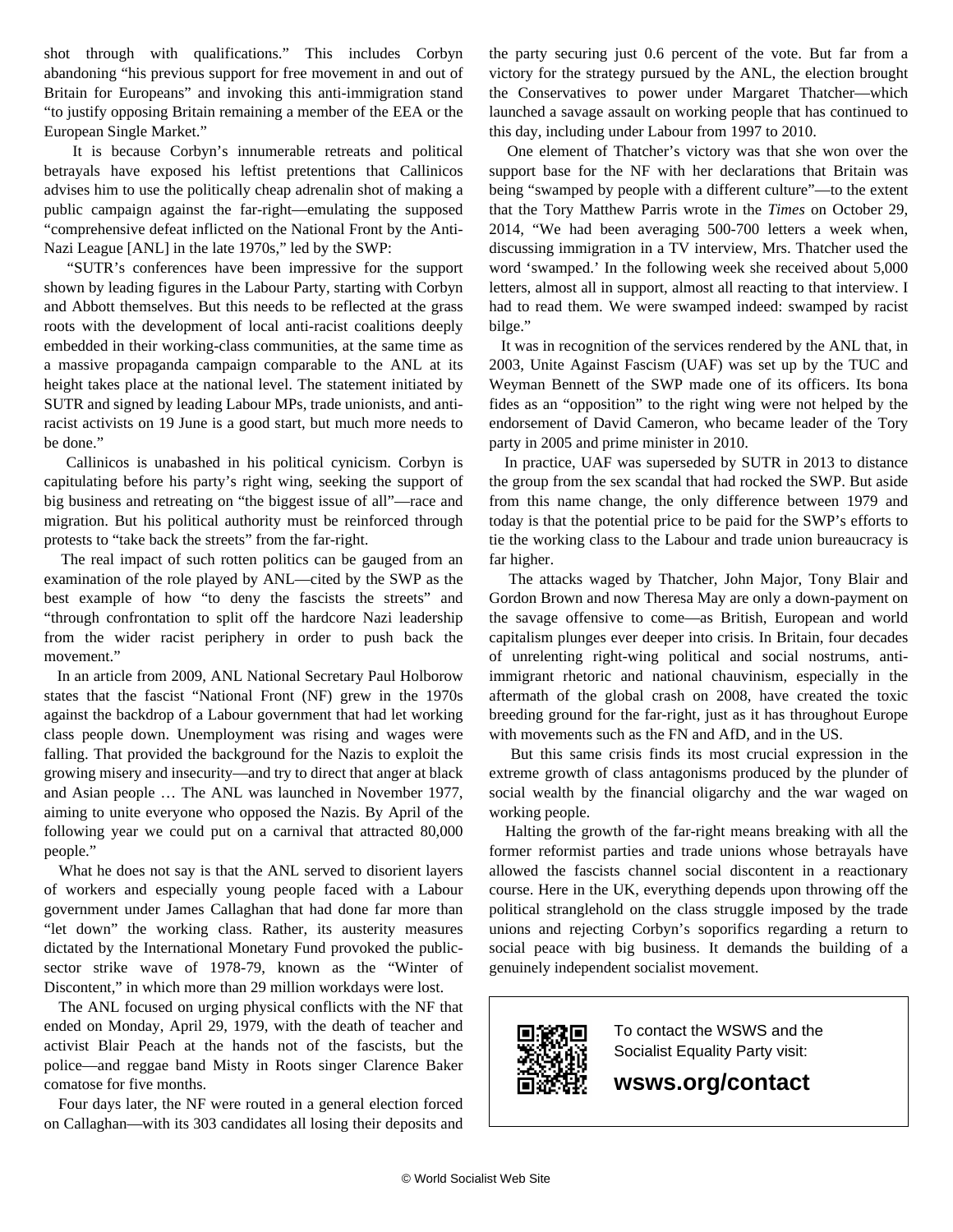shot through with qualifications." This includes Corbyn abandoning "his previous support for free movement in and out of Britain for Europeans" and invoking this anti-immigration stand "to justify opposing Britain remaining a member of the EEA or the European Single Market."

It is because Corbyn's innumerable retreats and political betrayals have exposed his leftist pretentions that Callinicos advises him to use the politically cheap adrenalin shot of making a public campaign against the far-right—emulating the supposed "comprehensive defeat inflicted on the National Front by the Anti-Nazi League [ANL] in the late 1970s," led by the SWP:

"SUTR's conferences have been impressive for the support shown by leading figures in the Labour Party, starting with Corbyn and Abbott themselves. But this needs to be reflected at the grass roots with the development of local anti-racist coalitions deeply embedded in their working-class communities, at the same time as a massive propaganda campaign comparable to the ANL at its height takes place at the national level. The statement initiated by SUTR and signed by leading Labour MPs, trade unionists, and anti-racist activists on 19 June is a good start, but much more needs to be done."

Callinicos is unabashed in his political cynicism. Corbyn is capitulating before his party's right wing, seeking the support of big business and retreating on "the biggest issue of all"—race and migration. But his political authority must be reinforced through protests to "take back the streets" from the far-right.

The real impact of such rotten politics can be gauged from an examination of the role played by ANL—cited by the SWP as the best example of how "to deny the fascists the streets" and "through confrontation to split off the hardcore Nazi leadership from the wider racist periphery in order to push back the movement."

In an article from 2009, ANL National Secretary Paul Holborow states that the fascist "National Front (NF) grew in the 1970s against the backdrop of a Labour government that had let working class people down. Unemployment was rising and wages were falling. That provided the background for the Nazis to exploit the growing misery and insecurity—and try to direct that anger at black and Asian people … The ANL was launched in November 1977, aiming to unite everyone who opposed the Nazis. By April of the following year we could put on a carnival that attracted 80,000 people."

What he does not say is that the ANL served to disorient layers of workers and especially young people faced with a Labour government under James Callaghan that had done far more than "let down" the working class. Rather, its austerity measures dictated by the International Monetary Fund provoked the public-sector strike wave of 1978-79, known as the "Winter of Discontent," in which more than 29 million workdays were lost.

The ANL focused on urging physical conflicts with the NF that ended on Monday, April 29, 1979, with the death of teacher and activist Blair Peach at the hands not of the fascists, but the police—and reggae band Misty in Roots singer Clarence Baker comatose for five months.

Four days later, the NF were routed in a general election forced on Callaghan—with its 303 candidates all losing their deposits and the party securing just 0.6 percent of the vote. But far from a victory for the strategy pursued by the ANL, the election brought the Conservatives to power under Margaret Thatcher—which launched a savage assault on working people that has continued to this day, including under Labour from 1997 to 2010.

One element of Thatcher's victory was that she won over the support base for the NF with her declarations that Britain was being "swamped by people with a different culture"—to the extent that the Tory Matthew Parris wrote in the *Times* on October 29, 2014, "We had been averaging 500-700 letters a week when, discussing immigration in a TV interview, Mrs. Thatcher used the word 'swamped.' In the following week she received about 5,000 letters, almost all in support, almost all reacting to that interview. I had to read them. We were swamped indeed: swamped by racist bilge."

It was in recognition of the services rendered by the ANL that, in 2003, Unite Against Fascism (UAF) was set up by the TUC and Weyman Bennett of the SWP made one of its officers. Its bona fides as an "opposition" to the right wing were not helped by the endorsement of David Cameron, who became leader of the Tory party in 2005 and prime minister in 2010.

In practice, UAF was superseded by SUTR in 2013 to distance the group from the sex scandal that had rocked the SWP. But aside from this name change, the only difference between 1979 and today is that the potential price to be paid for the SWP's efforts to tie the working class to the Labour and trade union bureaucracy is far higher.

The attacks waged by Thatcher, John Major, Tony Blair and Gordon Brown and now Theresa May are only a down-payment on the savage offensive to come—as British, European and world capitalism plunges ever deeper into crisis. In Britain, four decades of unrelenting right-wing political and social nostrums, anti-immigrant rhetoric and national chauvinism, especially in the aftermath of the global crash on 2008, have created the toxic breeding ground for the far-right, just as it has throughout Europe with movements such as the FN and AfD, and in the US.

But this same crisis finds its most crucial expression in the extreme growth of class antagonisms produced by the plunder of social wealth by the financial oligarchy and the war waged on working people.

Halting the growth of the far-right means breaking with all the former reformist parties and trade unions whose betrayals have allowed the fascists channel social discontent in a reactionary course. Here in the UK, everything depends upon throwing off the political stranglehold on the class struggle imposed by the trade unions and rejecting Corbyn's soporifics regarding a return to social peace with big business. It demands the building of a genuinely independent socialist movement.

To contact the WSWS and the Socialist Equality Party visit:

**wsws.org/contact**